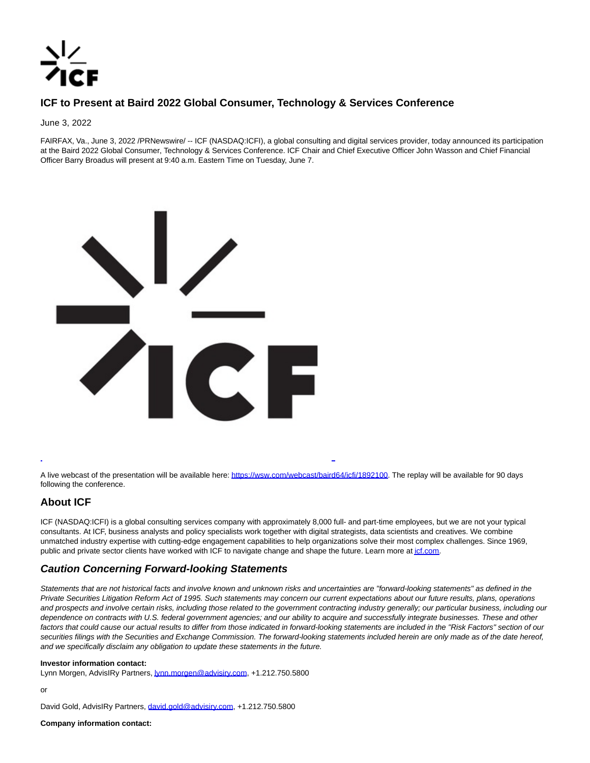# ICF to Present at Baird 2022 Global Consumer, Technology & Services Conference

June 3, 2022

FAIRFAX, Va., June 3, 2022 /PRNewswire/ -- ICF (NASDAQ:ICFI), a global consulting and digital services provider, today announced its participation at the Baird 2022 Global Consumer, Technology & Services Conference. ICF Chair and Chief Executive Officer John Wasson and Chief Financial Officer Barry Broadus will present at 9:40 a.m. Eastern Time on Tuesday, June 7.

A live webcast of the presentation will be available here: https://wsw.com/webcast/baird64/icfi/1892100. The replay will be available for 90 days following the conference.

## About ICF

ICF (NASDAQ:ICFI) is a global consulting services company with approximately 8,000 full- and part-time employees, but we are not your typical consultants. At ICF, business analysts and policy specialists work together with digital strategists, data scientists and creatives. We combine unmatched industry expertise with cutting-edge engagement capabilities to help organizations solve their most complex challenges. Since 1969, public and private sector clients have worked with ICF to navigate change and shape the future. Learn more at icf.com.

## *Caution Concerning Forward-looking Statements*

*Statements that are not historical facts and involve known and unknown risks and uncertainties are "forward-looking statements" as defined in the Private Securities Litigation Reform Act of 1995. Such statements may concern our current expectations about our future results, plans, operations and prospects and involve certain risks, including those related to the government contracting industry generally; our particular business, including our dependence on contracts with U.S. federal government agencies; and our ability to acquire and successfully integrate businesses. These and other factors that could cause our actual results to differ from those indicated in forward-looking statements are included in the "Risk Factors" section of our securities filings with the Securities and Exchange Commission. The forward-looking statements included herein are only made as of the date hereof, and we specifically disclaim any obligation to update these statements in the future.*

**Investor information contact:**
Lynn Morgen, AdvisIRy Partners, lynn.morgen@advisiry.com, +1.212.750.5800

or

David Gold, AdvisIRy Partners, david.gold@advisiry.com, +1.212.750.5800

**Company information contact:**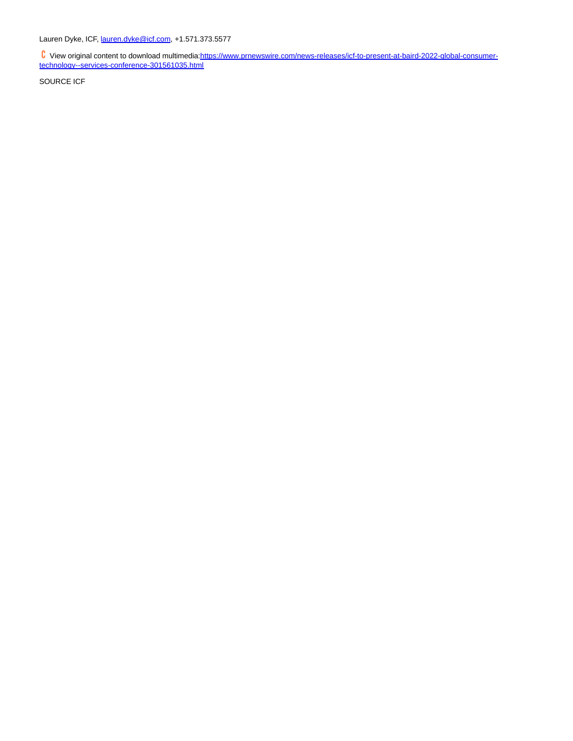Lauren Dyke, ICF, lauren.dyke@icf.com, +1.571.373.5577

View original content to download multimedia:https://www.prnewswire.com/news-releases/icf-to-present-at-baird-2022-global-consumer-technology--services-conference-301561035.html

SOURCE ICF